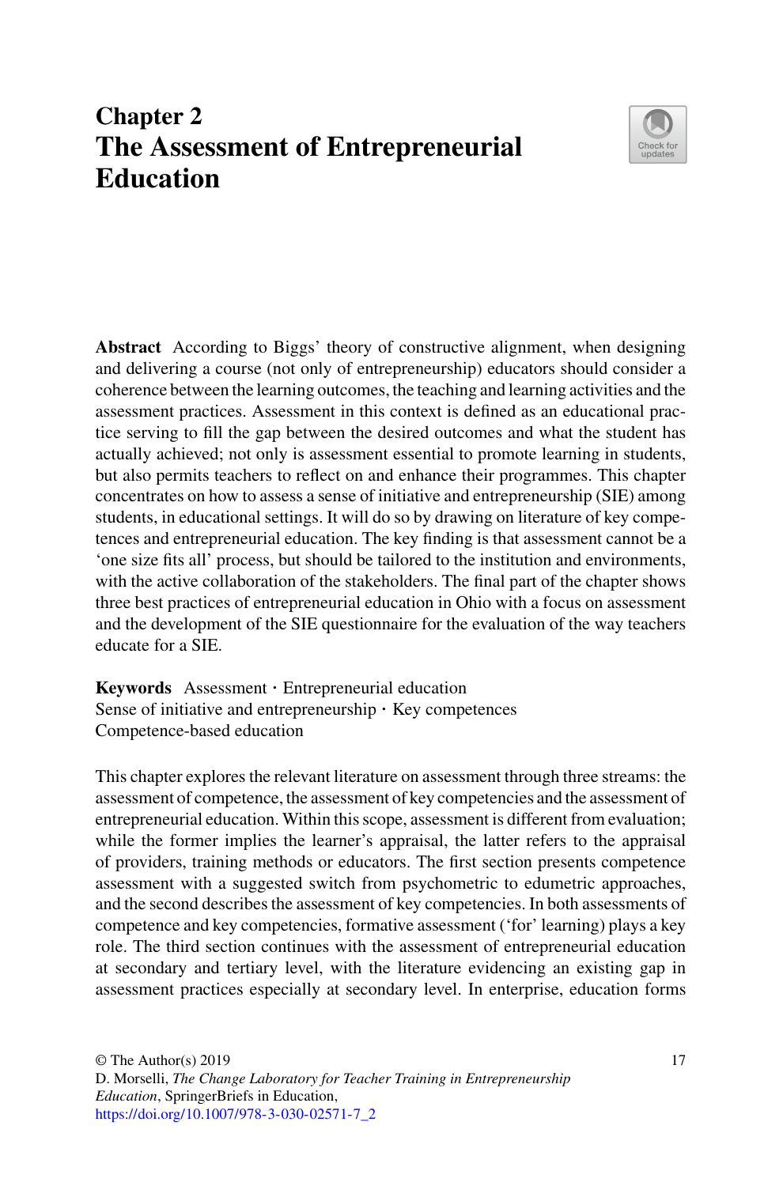# Chapter 2
# The Assessment of Entrepreneurial Education

**Abstract** According to Biggs' theory of constructive alignment, when designing and delivering a course (not only of entrepreneurship) educators should consider a coherence between the learning outcomes, the teaching and learning activities and the assessment practices. Assessment in this context is defined as an educational practice serving to fill the gap between the desired outcomes and what the student has actually achieved; not only is assessment essential to promote learning in students, but also permits teachers to reflect on and enhance their programmes. This chapter concentrates on how to assess a sense of initiative and entrepreneurship (SIE) among students, in educational settings. It will do so by drawing on literature of key competences and entrepreneurial education. The key finding is that assessment cannot be a 'one size fits all' process, but should be tailored to the institution and environments, with the active collaboration of the stakeholders. The final part of the chapter shows three best practices of entrepreneurial education in Ohio with a focus on assessment and the development of the SIE questionnaire for the evaluation of the way teachers educate for a SIE.

**Keywords** Assessment · Entrepreneurial education Sense of initiative and entrepreneurship · Key competences Competence-based education

This chapter explores the relevant literature on assessment through three streams: the assessment of competence, the assessment of key competencies and the assessment of entrepreneurial education. Within this scope, assessment is different from evaluation; while the former implies the learner's appraisal, the latter refers to the appraisal of providers, training methods or educators. The first section presents competence assessment with a suggested switch from psychometric to edumetric approaches, and the second describes the assessment of key competencies. In both assessments of competence and key competencies, formative assessment ('for' learning) plays a key role. The third section continues with the assessment of entrepreneurial education at secondary and tertiary level, with the literature evidencing an existing gap in assessment practices especially at secondary level. In enterprise, education forms

© The Author(s) 2019
D. Morselli, *The Change Laboratory for Teacher Training in Entrepreneurship Education*, SpringerBriefs in Education,
https://doi.org/10.1007/978-3-030-02571-7_2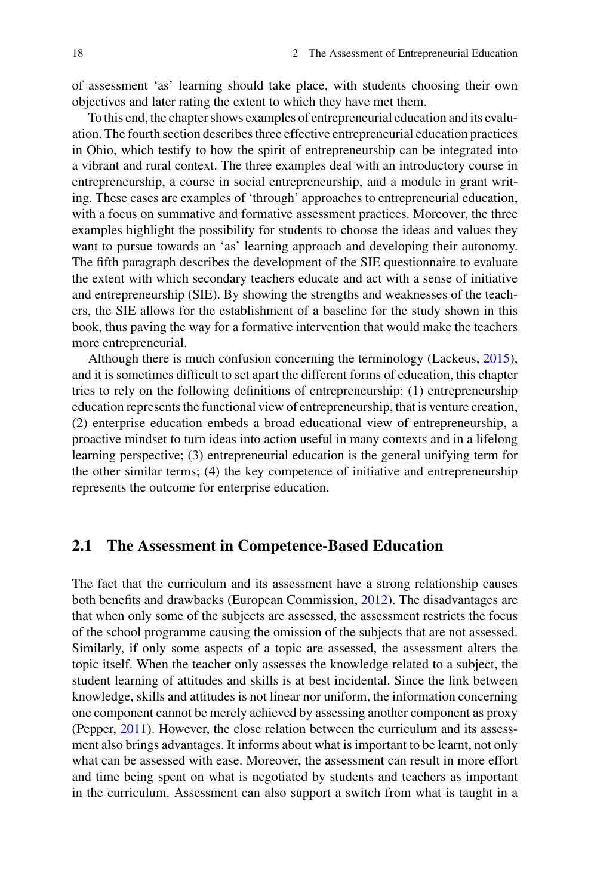of assessment 'as' learning should take place, with students choosing their own objectives and later rating the extent to which they have met them.

To this end, the chapter shows examples of entrepreneurial education and its evaluation. The fourth section describes three effective entrepreneurial education practices in Ohio, which testify to how the spirit of entrepreneurship can be integrated into a vibrant and rural context. The three examples deal with an introductory course in entrepreneurship, a course in social entrepreneurship, and a module in grant writing. These cases are examples of 'through' approaches to entrepreneurial education, with a focus on summative and formative assessment practices. Moreover, the three examples highlight the possibility for students to choose the ideas and values they want to pursue towards an 'as' learning approach and developing their autonomy. The fifth paragraph describes the development of the SIE questionnaire to evaluate the extent with which secondary teachers educate and act with a sense of initiative and entrepreneurship (SIE). By showing the strengths and weaknesses of the teachers, the SIE allows for the establishment of a baseline for the study shown in this book, thus paving the way for a formative intervention that would make the teachers more entrepreneurial.

Although there is much confusion concerning the terminology (Lackeus, 2015), and it is sometimes difficult to set apart the different forms of education, this chapter tries to rely on the following definitions of entrepreneurship: (1) entrepreneurship education represents the functional view of entrepreneurship, that is venture creation, (2) enterprise education embeds a broad educational view of entrepreneurship, a proactive mindset to turn ideas into action useful in many contexts and in a lifelong learning perspective; (3) entrepreneurial education is the general unifying term for the other similar terms; (4) the key competence of initiative and entrepreneurship represents the outcome for enterprise education.

## 2.1 The Assessment in Competence-Based Education

The fact that the curriculum and its assessment have a strong relationship causes both benefits and drawbacks (European Commission, 2012). The disadvantages are that when only some of the subjects are assessed, the assessment restricts the focus of the school programme causing the omission of the subjects that are not assessed. Similarly, if only some aspects of a topic are assessed, the assessment alters the topic itself. When the teacher only assesses the knowledge related to a subject, the student learning of attitudes and skills is at best incidental. Since the link between knowledge, skills and attitudes is not linear nor uniform, the information concerning one component cannot be merely achieved by assessing another component as proxy (Pepper, 2011). However, the close relation between the curriculum and its assessment also brings advantages. It informs about what is important to be learnt, not only what can be assessed with ease. Moreover, the assessment can result in more effort and time being spent on what is negotiated by students and teachers as important in the curriculum. Assessment can also support a switch from what is taught in a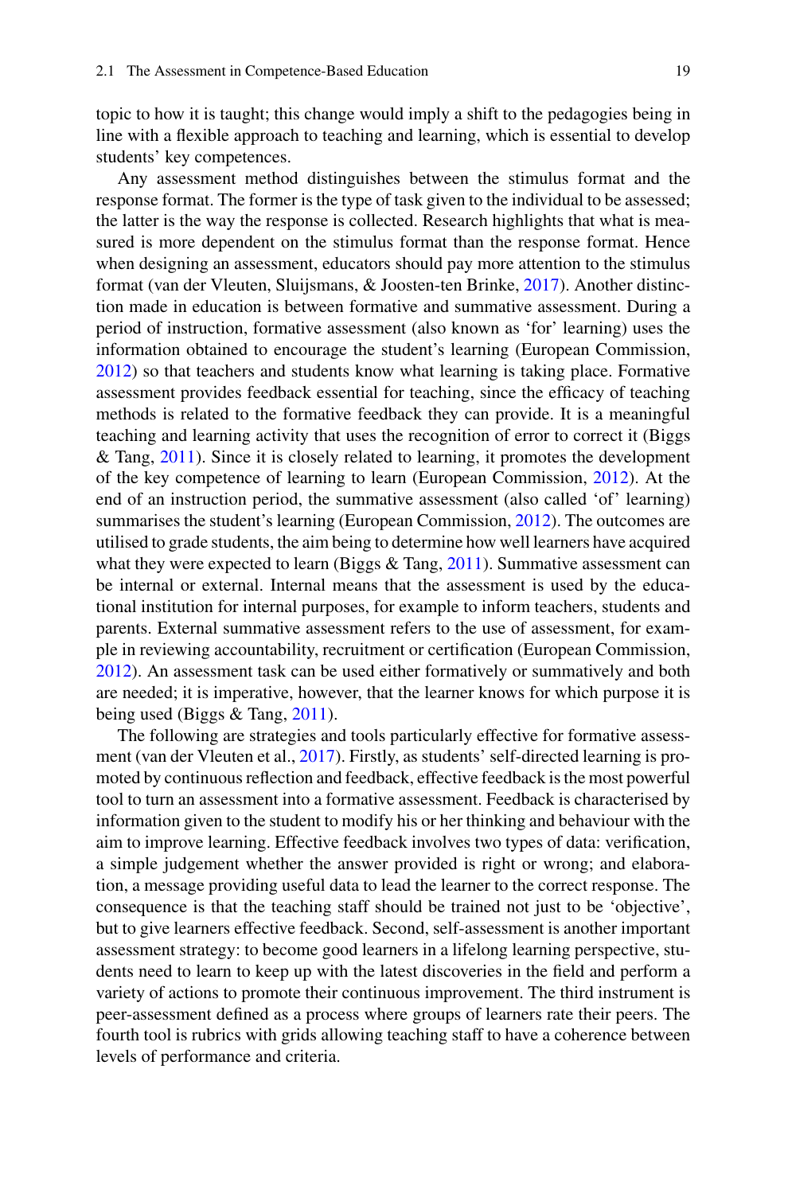topic to how it is taught; this change would imply a shift to the pedagogies being in line with a flexible approach to teaching and learning, which is essential to develop students' key competences.

Any assessment method distinguishes between the stimulus format and the response format. The former is the type of task given to the individual to be assessed; the latter is the way the response is collected. Research highlights that what is measured is more dependent on the stimulus format than the response format. Hence when designing an assessment, educators should pay more attention to the stimulus format (van der Vleuten, Sluijsmans, & Joosten-ten Brinke, 2017). Another distinction made in education is between formative and summative assessment. During a period of instruction, formative assessment (also known as 'for' learning) uses the information obtained to encourage the student's learning (European Commission, 2012) so that teachers and students know what learning is taking place. Formative assessment provides feedback essential for teaching, since the efficacy of teaching methods is related to the formative feedback they can provide. It is a meaningful teaching and learning activity that uses the recognition of error to correct it (Biggs & Tang, 2011). Since it is closely related to learning, it promotes the development of the key competence of learning to learn (European Commission, 2012). At the end of an instruction period, the summative assessment (also called 'of' learning) summarises the student's learning (European Commission, 2012). The outcomes are utilised to grade students, the aim being to determine how well learners have acquired what they were expected to learn (Biggs & Tang, 2011). Summative assessment can be internal or external. Internal means that the assessment is used by the educational institution for internal purposes, for example to inform teachers, students and parents. External summative assessment refers to the use of assessment, for example in reviewing accountability, recruitment or certification (European Commission, 2012). An assessment task can be used either formatively or summatively and both are needed; it is imperative, however, that the learner knows for which purpose it is being used (Biggs & Tang, 2011).

The following are strategies and tools particularly effective for formative assessment (van der Vleuten et al., 2017). Firstly, as students' self-directed learning is promoted by continuous reflection and feedback, effective feedback is the most powerful tool to turn an assessment into a formative assessment. Feedback is characterised by information given to the student to modify his or her thinking and behaviour with the aim to improve learning. Effective feedback involves two types of data: verification, a simple judgement whether the answer provided is right or wrong; and elaboration, a message providing useful data to lead the learner to the correct response. The consequence is that the teaching staff should be trained not just to be 'objective', but to give learners effective feedback. Second, self-assessment is another important assessment strategy: to become good learners in a lifelong learning perspective, students need to learn to keep up with the latest discoveries in the field and perform a variety of actions to promote their continuous improvement. The third instrument is peer-assessment defined as a process where groups of learners rate their peers. The fourth tool is rubrics with grids allowing teaching staff to have a coherence between levels of performance and criteria.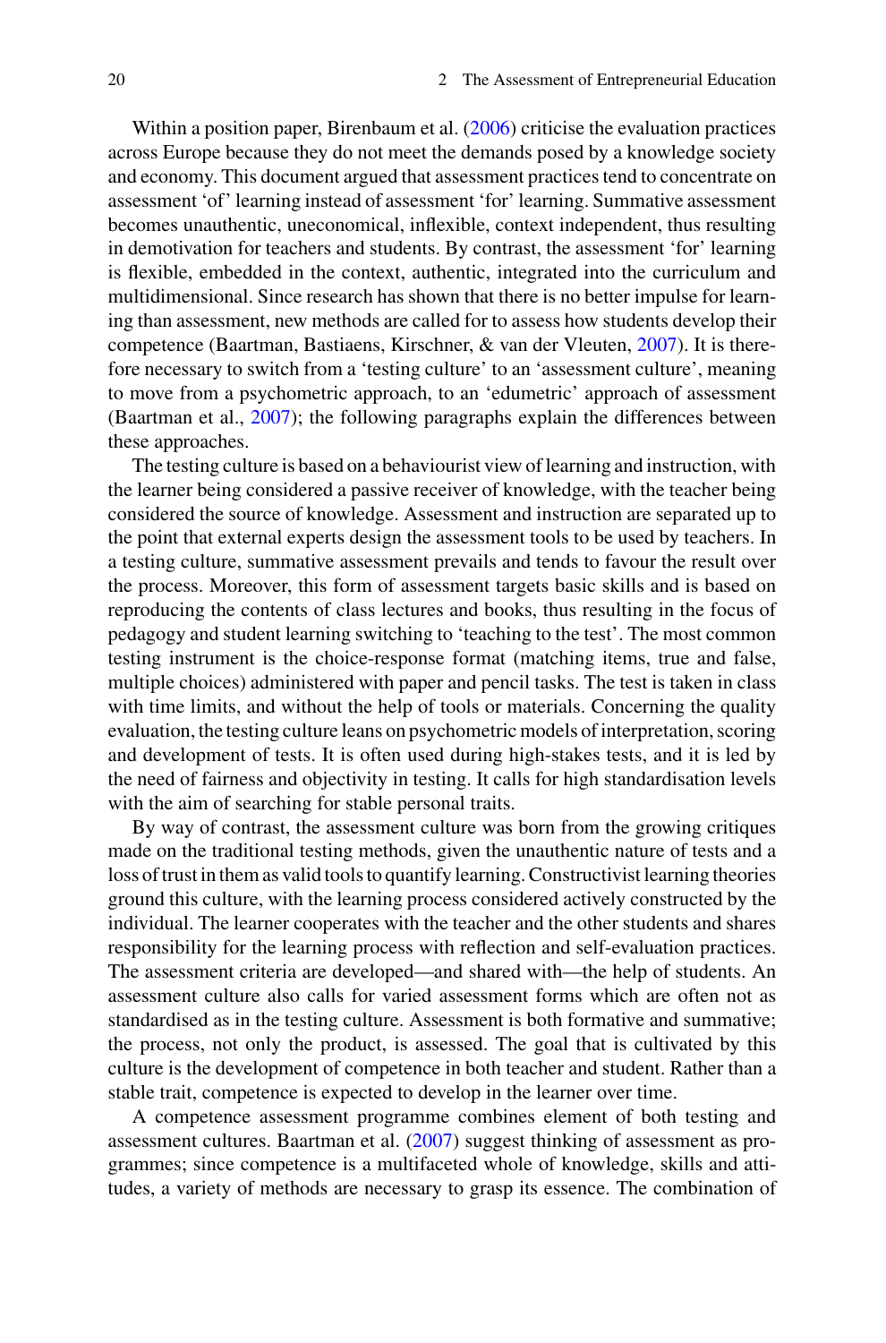Within a position paper, Birenbaum et al. (2006) criticise the evaluation practices across Europe because they do not meet the demands posed by a knowledge society and economy. This document argued that assessment practices tend to concentrate on assessment 'of' learning instead of assessment 'for' learning. Summative assessment becomes unauthentic, uneconomical, inflexible, context independent, thus resulting in demotivation for teachers and students. By contrast, the assessment 'for' learning is flexible, embedded in the context, authentic, integrated into the curriculum and multidimensional. Since research has shown that there is no better impulse for learning than assessment, new methods are called for to assess how students develop their competence (Baartman, Bastiaens, Kirschner, & van der Vleuten, 2007). It is therefore necessary to switch from a 'testing culture' to an 'assessment culture', meaning to move from a psychometric approach, to an 'edumetric' approach of assessment (Baartman et al., 2007); the following paragraphs explain the differences between these approaches.

The testing culture is based on a behaviourist view of learning and instruction, with the learner being considered a passive receiver of knowledge, with the teacher being considered the source of knowledge. Assessment and instruction are separated up to the point that external experts design the assessment tools to be used by teachers. In a testing culture, summative assessment prevails and tends to favour the result over the process. Moreover, this form of assessment targets basic skills and is based on reproducing the contents of class lectures and books, thus resulting in the focus of pedagogy and student learning switching to 'teaching to the test'. The most common testing instrument is the choice-response format (matching items, true and false, multiple choices) administered with paper and pencil tasks. The test is taken in class with time limits, and without the help of tools or materials. Concerning the quality evaluation, the testing culture leans on psychometric models of interpretation, scoring and development of tests. It is often used during high-stakes tests, and it is led by the need of fairness and objectivity in testing. It calls for high standardisation levels with the aim of searching for stable personal traits.

By way of contrast, the assessment culture was born from the growing critiques made on the traditional testing methods, given the unauthentic nature of tests and a loss of trust in them as valid tools to quantify learning. Constructivist learning theories ground this culture, with the learning process considered actively constructed by the individual. The learner cooperates with the teacher and the other students and shares responsibility for the learning process with reflection and self-evaluation practices. The assessment criteria are developed—and shared with—the help of students. An assessment culture also calls for varied assessment forms which are often not as standardised as in the testing culture. Assessment is both formative and summative; the process, not only the product, is assessed. The goal that is cultivated by this culture is the development of competence in both teacher and student. Rather than a stable trait, competence is expected to develop in the learner over time.

A competence assessment programme combines element of both testing and assessment cultures. Baartman et al. (2007) suggest thinking of assessment as programmes; since competence is a multifaceted whole of knowledge, skills and attitudes, a variety of methods are necessary to grasp its essence. The combination of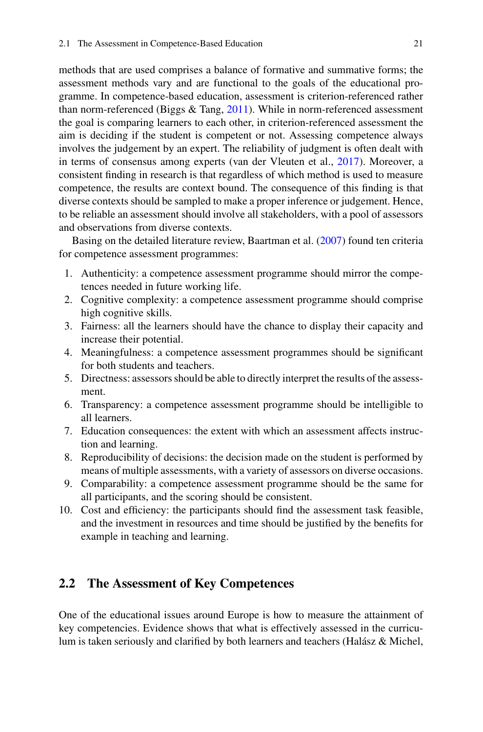methods that are used comprises a balance of formative and summative forms; the assessment methods vary and are functional to the goals of the educational programme. In competence-based education, assessment is criterion-referenced rather than norm-referenced (Biggs & Tang, 2011). While in norm-referenced assessment the goal is comparing learners to each other, in criterion-referenced assessment the aim is deciding if the student is competent or not. Assessing competence always involves the judgement by an expert. The reliability of judgment is often dealt with in terms of consensus among experts (van der Vleuten et al., 2017). Moreover, a consistent finding in research is that regardless of which method is used to measure competence, the results are context bound. The consequence of this finding is that diverse contexts should be sampled to make a proper inference or judgement. Hence, to be reliable an assessment should involve all stakeholders, with a pool of assessors and observations from diverse contexts.

Basing on the detailed literature review, Baartman et al. (2007) found ten criteria for competence assessment programmes:

1. Authenticity: a competence assessment programme should mirror the competences needed in future working life.
2. Cognitive complexity: a competence assessment programme should comprise high cognitive skills.
3. Fairness: all the learners should have the chance to display their capacity and increase their potential.
4. Meaningfulness: a competence assessment programmes should be significant for both students and teachers.
5. Directness: assessors should be able to directly interpret the results of the assessment.
6. Transparency: a competence assessment programme should be intelligible to all learners.
7. Education consequences: the extent with which an assessment affects instruction and learning.
8. Reproducibility of decisions: the decision made on the student is performed by means of multiple assessments, with a variety of assessors on diverse occasions.
9. Comparability: a competence assessment programme should be the same for all participants, and the scoring should be consistent.
10. Cost and efficiency: the participants should find the assessment task feasible, and the investment in resources and time should be justified by the benefits for example in teaching and learning.

## 2.2 The Assessment of Key Competences

One of the educational issues around Europe is how to measure the attainment of key competencies. Evidence shows that what is effectively assessed in the curriculum is taken seriously and clarified by both learners and teachers (Halász & Michel,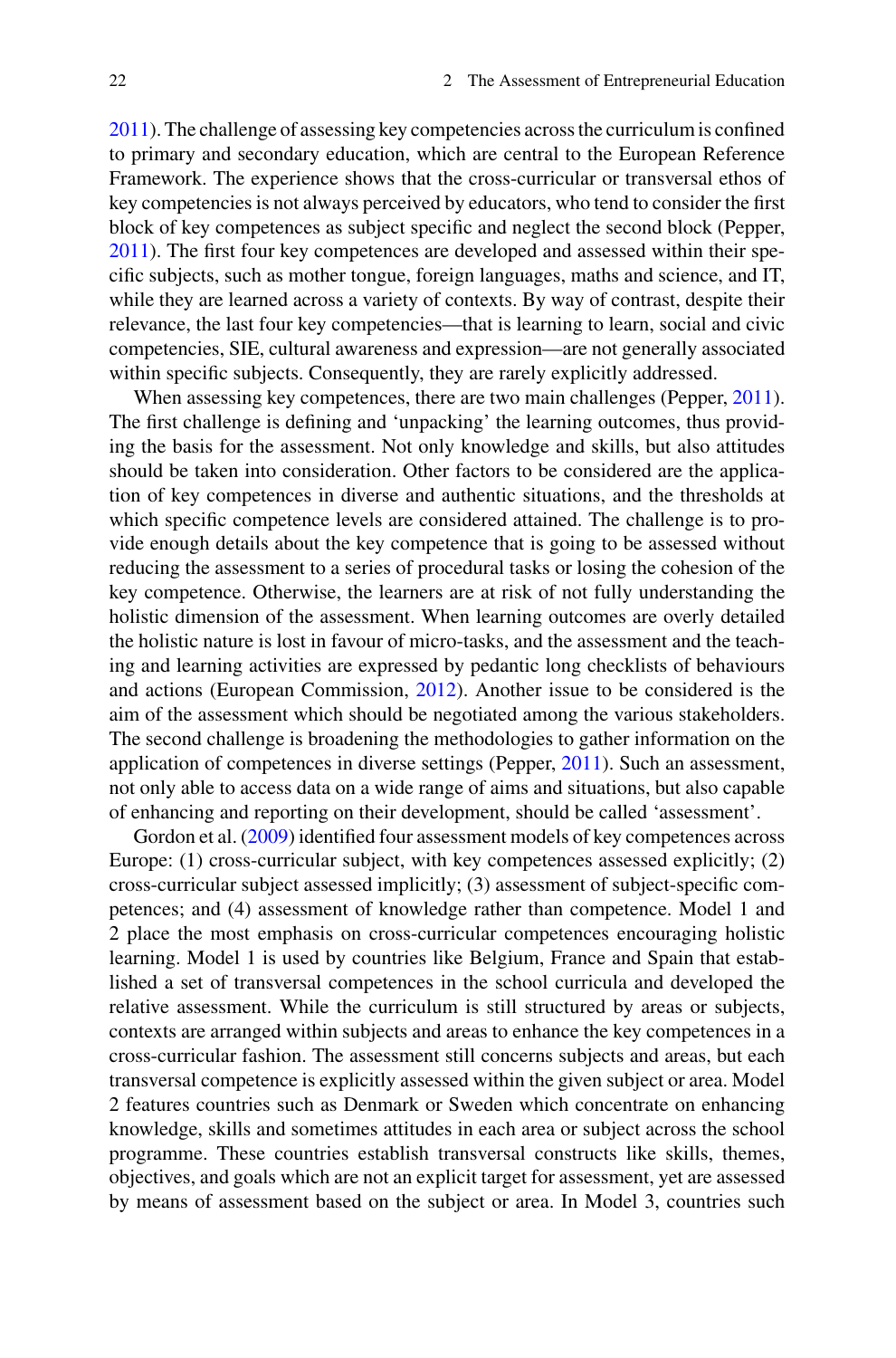2011). The challenge of assessing key competencies across the curriculum is confined to primary and secondary education, which are central to the European Reference Framework. The experience shows that the cross-curricular or transversal ethos of key competencies is not always perceived by educators, who tend to consider the first block of key competences as subject specific and neglect the second block (Pepper, 2011). The first four key competences are developed and assessed within their specific subjects, such as mother tongue, foreign languages, maths and science, and IT, while they are learned across a variety of contexts. By way of contrast, despite their relevance, the last four key competencies—that is learning to learn, social and civic competencies, SIE, cultural awareness and expression—are not generally associated within specific subjects. Consequently, they are rarely explicitly addressed.

When assessing key competences, there are two main challenges (Pepper, 2011). The first challenge is defining and 'unpacking' the learning outcomes, thus providing the basis for the assessment. Not only knowledge and skills, but also attitudes should be taken into consideration. Other factors to be considered are the application of key competences in diverse and authentic situations, and the thresholds at which specific competence levels are considered attained. The challenge is to provide enough details about the key competence that is going to be assessed without reducing the assessment to a series of procedural tasks or losing the cohesion of the key competence. Otherwise, the learners are at risk of not fully understanding the holistic dimension of the assessment. When learning outcomes are overly detailed the holistic nature is lost in favour of micro-tasks, and the assessment and the teaching and learning activities are expressed by pedantic long checklists of behaviours and actions (European Commission, 2012). Another issue to be considered is the aim of the assessment which should be negotiated among the various stakeholders. The second challenge is broadening the methodologies to gather information on the application of competences in diverse settings (Pepper, 2011). Such an assessment, not only able to access data on a wide range of aims and situations, but also capable of enhancing and reporting on their development, should be called 'assessment'.

Gordon et al. (2009) identified four assessment models of key competences across Europe: (1) cross-curricular subject, with key competences assessed explicitly; (2) cross-curricular subject assessed implicitly; (3) assessment of subject-specific competences; and (4) assessment of knowledge rather than competence. Model 1 and 2 place the most emphasis on cross-curricular competences encouraging holistic learning. Model 1 is used by countries like Belgium, France and Spain that established a set of transversal competences in the school curricula and developed the relative assessment. While the curriculum is still structured by areas or subjects, contexts are arranged within subjects and areas to enhance the key competences in a cross-curricular fashion. The assessment still concerns subjects and areas, but each transversal competence is explicitly assessed within the given subject or area. Model 2 features countries such as Denmark or Sweden which concentrate on enhancing knowledge, skills and sometimes attitudes in each area or subject across the school programme. These countries establish transversal constructs like skills, themes, objectives, and goals which are not an explicit target for assessment, yet are assessed by means of assessment based on the subject or area. In Model 3, countries such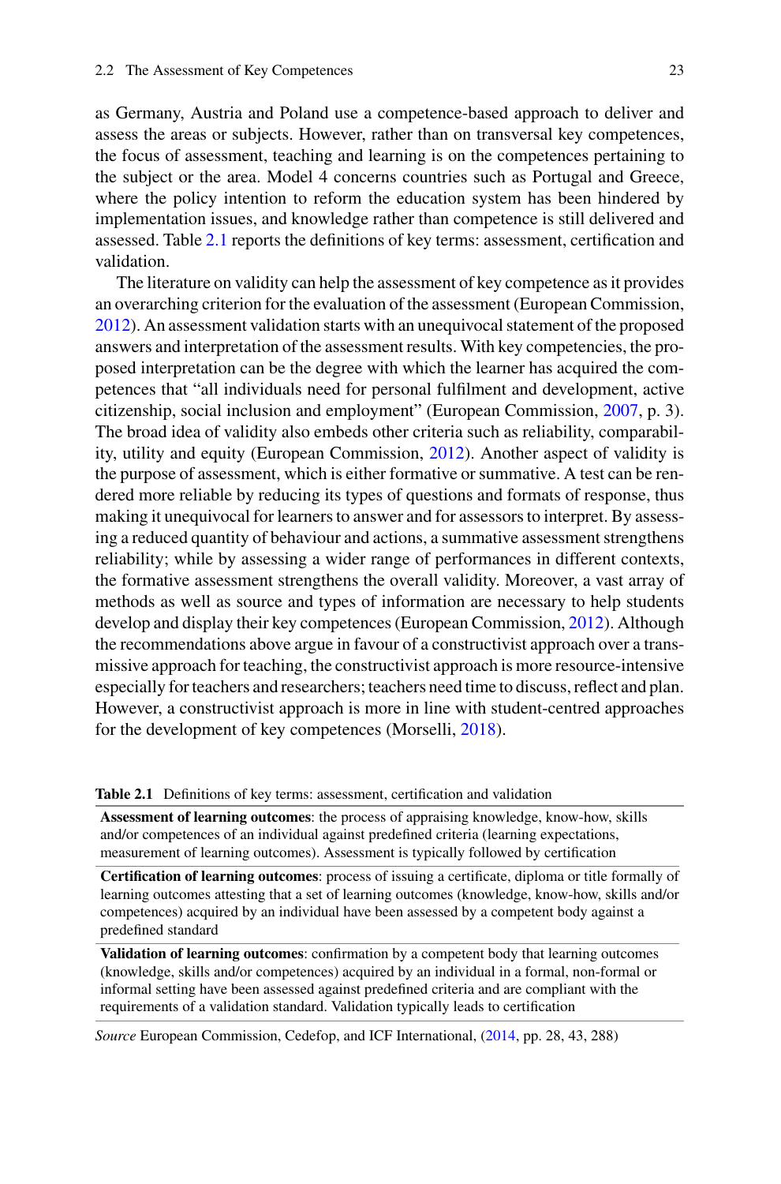as Germany, Austria and Poland use a competence-based approach to deliver and assess the areas or subjects. However, rather than on transversal key competences, the focus of assessment, teaching and learning is on the competences pertaining to the subject or the area. Model 4 concerns countries such as Portugal and Greece, where the policy intention to reform the education system has been hindered by implementation issues, and knowledge rather than competence is still delivered and assessed. Table 2.1 reports the definitions of key terms: assessment, certification and validation.

The literature on validity can help the assessment of key competence as it provides an overarching criterion for the evaluation of the assessment (European Commission, 2012). An assessment validation starts with an unequivocal statement of the proposed answers and interpretation of the assessment results. With key competencies, the proposed interpretation can be the degree with which the learner has acquired the competences that "all individuals need for personal fulfilment and development, active citizenship, social inclusion and employment" (European Commission, 2007, p. 3). The broad idea of validity also embeds other criteria such as reliability, comparability, utility and equity (European Commission, 2012). Another aspect of validity is the purpose of assessment, which is either formative or summative. A test can be rendered more reliable by reducing its types of questions and formats of response, thus making it unequivocal for learners to answer and for assessors to interpret. By assessing a reduced quantity of behaviour and actions, a summative assessment strengthens reliability; while by assessing a wider range of performances in different contexts, the formative assessment strengthens the overall validity. Moreover, a vast array of methods as well as source and types of information are necessary to help students develop and display their key competences (European Commission, 2012). Although the recommendations above argue in favour of a constructivist approach over a transmissive approach for teaching, the constructivist approach is more resource-intensive especially for teachers and researchers; teachers need time to discuss, reflect and plan. However, a constructivist approach is more in line with student-centred approaches for the development of key competences (Morselli, 2018).

**Table 2.1** Definitions of key terms: assessment, certification and validation

| |
|---|
| **Assessment of learning outcomes**: the process of appraising knowledge, know-how, skills and/or competences of an individual against predefined criteria (learning expectations, measurement of learning outcomes). Assessment is typically followed by certification |
| **Certification of learning outcomes**: process of issuing a certificate, diploma or title formally of learning outcomes attesting that a set of learning outcomes (knowledge, know-how, skills and/or competences) acquired by an individual have been assessed by a competent body against a predefined standard |
| **Validation of learning outcomes**: confirmation by a competent body that learning outcomes (knowledge, skills and/or competences) acquired by an individual in a formal, non-formal or informal setting have been assessed against predefined criteria and are compliant with the requirements of a validation standard. Validation typically leads to certification |

*Source* European Commission, Cedefop, and ICF International, (2014, pp. 28, 43, 288)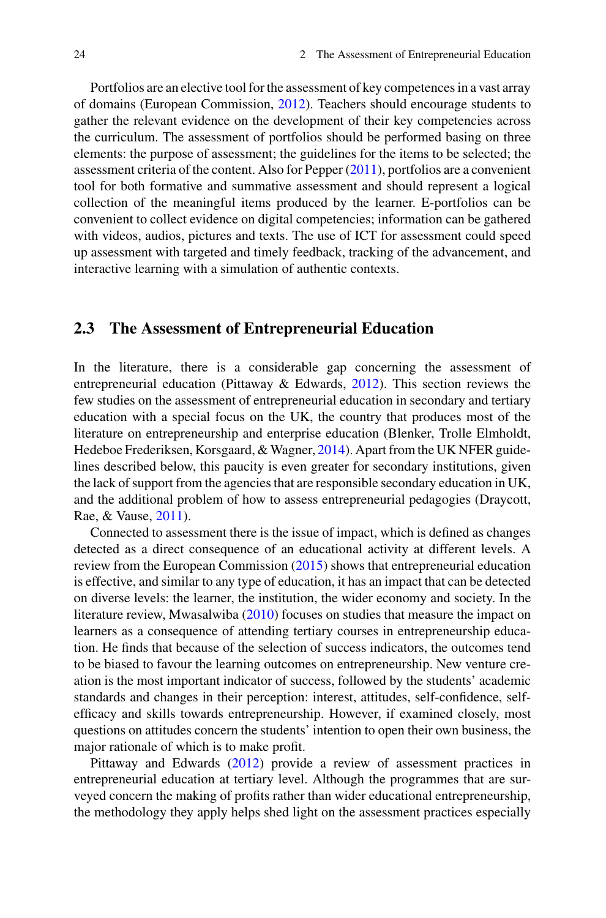Portfolios are an elective tool for the assessment of key competences in a vast array of domains (European Commission, 2012). Teachers should encourage students to gather the relevant evidence on the development of their key competencies across the curriculum. The assessment of portfolios should be performed basing on three elements: the purpose of assessment; the guidelines for the items to be selected; the assessment criteria of the content. Also for Pepper (2011), portfolios are a convenient tool for both formative and summative assessment and should represent a logical collection of the meaningful items produced by the learner. E-portfolios can be convenient to collect evidence on digital competencies; information can be gathered with videos, audios, pictures and texts. The use of ICT for assessment could speed up assessment with targeted and timely feedback, tracking of the advancement, and interactive learning with a simulation of authentic contexts.

## 2.3 The Assessment of Entrepreneurial Education

In the literature, there is a considerable gap concerning the assessment of entrepreneurial education (Pittaway & Edwards, 2012). This section reviews the few studies on the assessment of entrepreneurial education in secondary and tertiary education with a special focus on the UK, the country that produces most of the literature on entrepreneurship and enterprise education (Blenker, Trolle Elmholdt, Hedeboe Frederiksen, Korsgaard, & Wagner, 2014). Apart from the UK NFER guidelines described below, this paucity is even greater for secondary institutions, given the lack of support from the agencies that are responsible secondary education in UK, and the additional problem of how to assess entrepreneurial pedagogies (Draycott, Rae, & Vause, 2011).

Connected to assessment there is the issue of impact, which is defined as changes detected as a direct consequence of an educational activity at different levels. A review from the European Commission (2015) shows that entrepreneurial education is effective, and similar to any type of education, it has an impact that can be detected on diverse levels: the learner, the institution, the wider economy and society. In the literature review, Mwasalwiba (2010) focuses on studies that measure the impact on learners as a consequence of attending tertiary courses in entrepreneurship education. He finds that because of the selection of success indicators, the outcomes tend to be biased to favour the learning outcomes on entrepreneurship. New venture creation is the most important indicator of success, followed by the students' academic standards and changes in their perception: interest, attitudes, self-confidence, self-efficacy and skills towards entrepreneurship. However, if examined closely, most questions on attitudes concern the students' intention to open their own business, the major rationale of which is to make profit.

Pittaway and Edwards (2012) provide a review of assessment practices in entrepreneurial education at tertiary level. Although the programmes that are surveyed concern the making of profits rather than wider educational entrepreneurship, the methodology they apply helps shed light on the assessment practices especially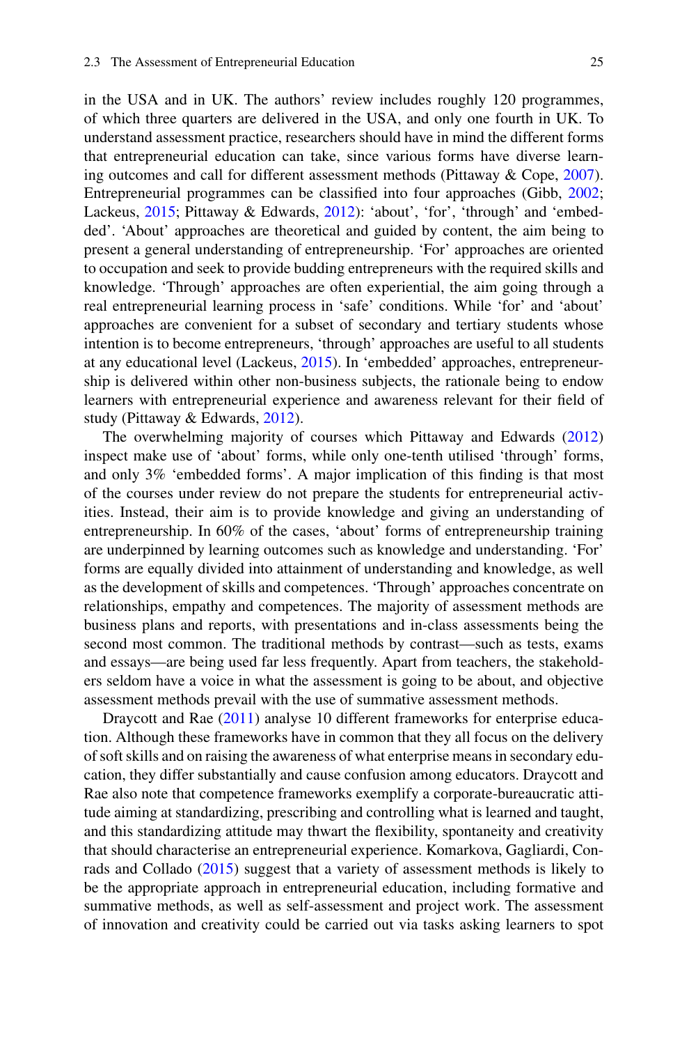in the USA and in UK. The authors' review includes roughly 120 programmes, of which three quarters are delivered in the USA, and only one fourth in UK. To understand assessment practice, researchers should have in mind the different forms that entrepreneurial education can take, since various forms have diverse learning outcomes and call for different assessment methods (Pittaway & Cope, 2007). Entrepreneurial programmes can be classified into four approaches (Gibb, 2002; Lackeus, 2015; Pittaway & Edwards, 2012): 'about', 'for', 'through' and 'embedded'. 'About' approaches are theoretical and guided by content, the aim being to present a general understanding of entrepreneurship. 'For' approaches are oriented to occupation and seek to provide budding entrepreneurs with the required skills and knowledge. 'Through' approaches are often experiential, the aim going through a real entrepreneurial learning process in 'safe' conditions. While 'for' and 'about' approaches are convenient for a subset of secondary and tertiary students whose intention is to become entrepreneurs, 'through' approaches are useful to all students at any educational level (Lackeus, 2015). In 'embedded' approaches, entrepreneurship is delivered within other non-business subjects, the rationale being to endow learners with entrepreneurial experience and awareness relevant for their field of study (Pittaway & Edwards, 2012).

The overwhelming majority of courses which Pittaway and Edwards (2012) inspect make use of 'about' forms, while only one-tenth utilised 'through' forms, and only 3% 'embedded forms'. A major implication of this finding is that most of the courses under review do not prepare the students for entrepreneurial activities. Instead, their aim is to provide knowledge and giving an understanding of entrepreneurship. In 60% of the cases, 'about' forms of entrepreneurship training are underpinned by learning outcomes such as knowledge and understanding. 'For' forms are equally divided into attainment of understanding and knowledge, as well as the development of skills and competences. 'Through' approaches concentrate on relationships, empathy and competences. The majority of assessment methods are business plans and reports, with presentations and in-class assessments being the second most common. The traditional methods by contrast—such as tests, exams and essays—are being used far less frequently. Apart from teachers, the stakeholders seldom have a voice in what the assessment is going to be about, and objective assessment methods prevail with the use of summative assessment methods.

Draycott and Rae (2011) analyse 10 different frameworks for enterprise education. Although these frameworks have in common that they all focus on the delivery of soft skills and on raising the awareness of what enterprise means in secondary education, they differ substantially and cause confusion among educators. Draycott and Rae also note that competence frameworks exemplify a corporate-bureaucratic attitude aiming at standardizing, prescribing and controlling what is learned and taught, and this standardizing attitude may thwart the flexibility, spontaneity and creativity that should characterise an entrepreneurial experience. Komarkova, Gagliardi, Conrads and Collado (2015) suggest that a variety of assessment methods is likely to be the appropriate approach in entrepreneurial education, including formative and summative methods, as well as self-assessment and project work. The assessment of innovation and creativity could be carried out via tasks asking learners to spot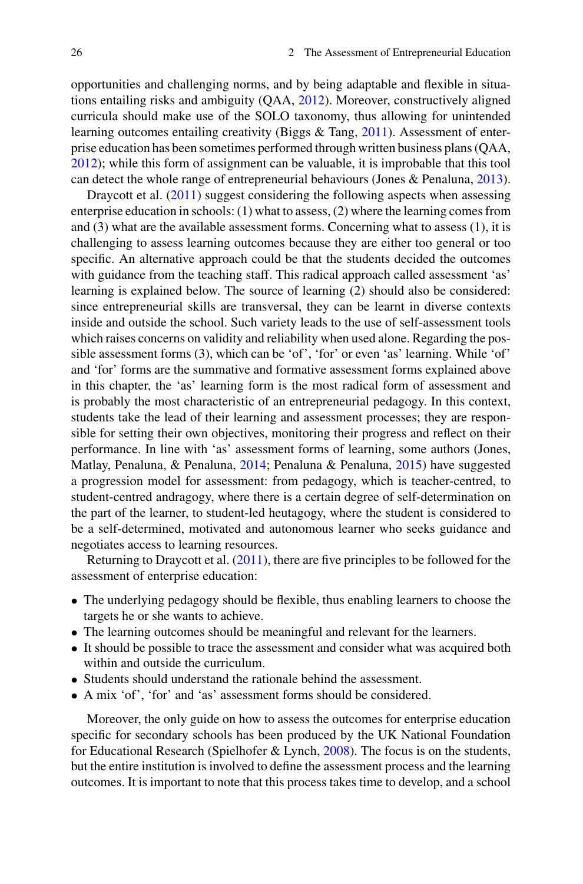opportunities and challenging norms, and by being adaptable and flexible in situations entailing risks and ambiguity (QAA, 2012). Moreover, constructively aligned curricula should make use of the SOLO taxonomy, thus allowing for unintended learning outcomes entailing creativity (Biggs & Tang, 2011). Assessment of enterprise education has been sometimes performed through written business plans (QAA, 2012); while this form of assignment can be valuable, it is improbable that this tool can detect the whole range of entrepreneurial behaviours (Jones & Penaluna, 2013).

Draycott et al. (2011) suggest considering the following aspects when assessing enterprise education in schools: (1) what to assess, (2) where the learning comes from and (3) what are the available assessment forms. Concerning what to assess (1), it is challenging to assess learning outcomes because they are either too general or too specific. An alternative approach could be that the students decided the outcomes with guidance from the teaching staff. This radical approach called assessment 'as' learning is explained below. The source of learning (2) should also be considered: since entrepreneurial skills are transversal, they can be learnt in diverse contexts inside and outside the school. Such variety leads to the use of self-assessment tools which raises concerns on validity and reliability when used alone. Regarding the possible assessment forms (3), which can be 'of', 'for' or even 'as' learning. While 'of' and 'for' forms are the summative and formative assessment forms explained above in this chapter, the 'as' learning form is the most radical form of assessment and is probably the most characteristic of an entrepreneurial pedagogy. In this context, students take the lead of their learning and assessment processes; they are responsible for setting their own objectives, monitoring their progress and reflect on their performance. In line with 'as' assessment forms of learning, some authors (Jones, Matlay, Penaluna, & Penaluna, 2014; Penaluna & Penaluna, 2015) have suggested a progression model for assessment: from pedagogy, which is teacher-centred, to student-centred andragogy, where there is a certain degree of self-determination on the part of the learner, to student-led heutagogy, where the student is considered to be a self-determined, motivated and autonomous learner who seeks guidance and negotiates access to learning resources.

Returning to Draycott et al. (2011), there are five principles to be followed for the assessment of enterprise education:

- The underlying pedagogy should be flexible, thus enabling learners to choose the targets he or she wants to achieve.
- The learning outcomes should be meaningful and relevant for the learners.
- It should be possible to trace the assessment and consider what was acquired both within and outside the curriculum.
- Students should understand the rationale behind the assessment.
- A mix 'of', 'for' and 'as' assessment forms should be considered.

Moreover, the only guide on how to assess the outcomes for enterprise education specific for secondary schools has been produced by the UK National Foundation for Educational Research (Spielhofer & Lynch, 2008). The focus is on the students, but the entire institution is involved to define the assessment process and the learning outcomes. It is important to note that this process takes time to develop, and a school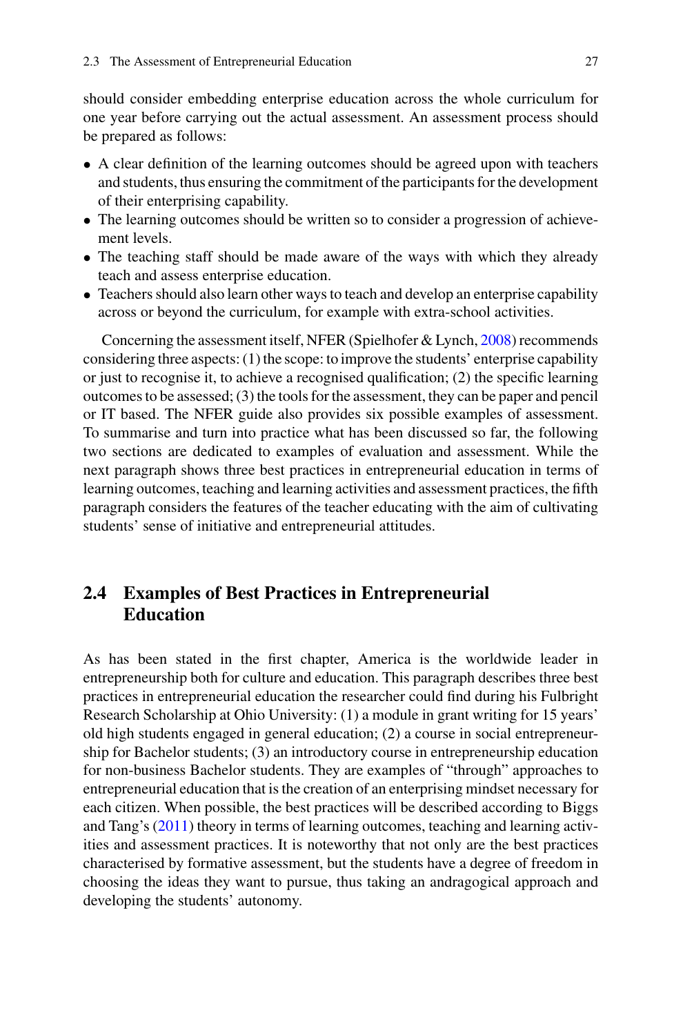should consider embedding enterprise education across the whole curriculum for one year before carrying out the actual assessment. An assessment process should be prepared as follows:

- A clear definition of the learning outcomes should be agreed upon with teachers and students, thus ensuring the commitment of the participants for the development of their enterprising capability.
- The learning outcomes should be written so to consider a progression of achievement levels.
- The teaching staff should be made aware of the ways with which they already teach and assess enterprise education.
- Teachers should also learn other ways to teach and develop an enterprise capability across or beyond the curriculum, for example with extra-school activities.

Concerning the assessment itself, NFER (Spielhofer & Lynch, 2008) recommends considering three aspects: (1) the scope: to improve the students' enterprise capability or just to recognise it, to achieve a recognised qualification; (2) the specific learning outcomes to be assessed; (3) the tools for the assessment, they can be paper and pencil or IT based. The NFER guide also provides six possible examples of assessment. To summarise and turn into practice what has been discussed so far, the following two sections are dedicated to examples of evaluation and assessment. While the next paragraph shows three best practices in entrepreneurial education in terms of learning outcomes, teaching and learning activities and assessment practices, the fifth paragraph considers the features of the teacher educating with the aim of cultivating students' sense of initiative and entrepreneurial attitudes.

## 2.4 Examples of Best Practices in Entrepreneurial Education

As has been stated in the first chapter, America is the worldwide leader in entrepreneurship both for culture and education. This paragraph describes three best practices in entrepreneurial education the researcher could find during his Fulbright Research Scholarship at Ohio University: (1) a module in grant writing for 15 years' old high students engaged in general education; (2) a course in social entrepreneurship for Bachelor students; (3) an introductory course in entrepreneurship education for non-business Bachelor students. They are examples of "through" approaches to entrepreneurial education that is the creation of an enterprising mindset necessary for each citizen. When possible, the best practices will be described according to Biggs and Tang's (2011) theory in terms of learning outcomes, teaching and learning activities and assessment practices. It is noteworthy that not only are the best practices characterised by formative assessment, but the students have a degree of freedom in choosing the ideas they want to pursue, thus taking an andragogical approach and developing the students' autonomy.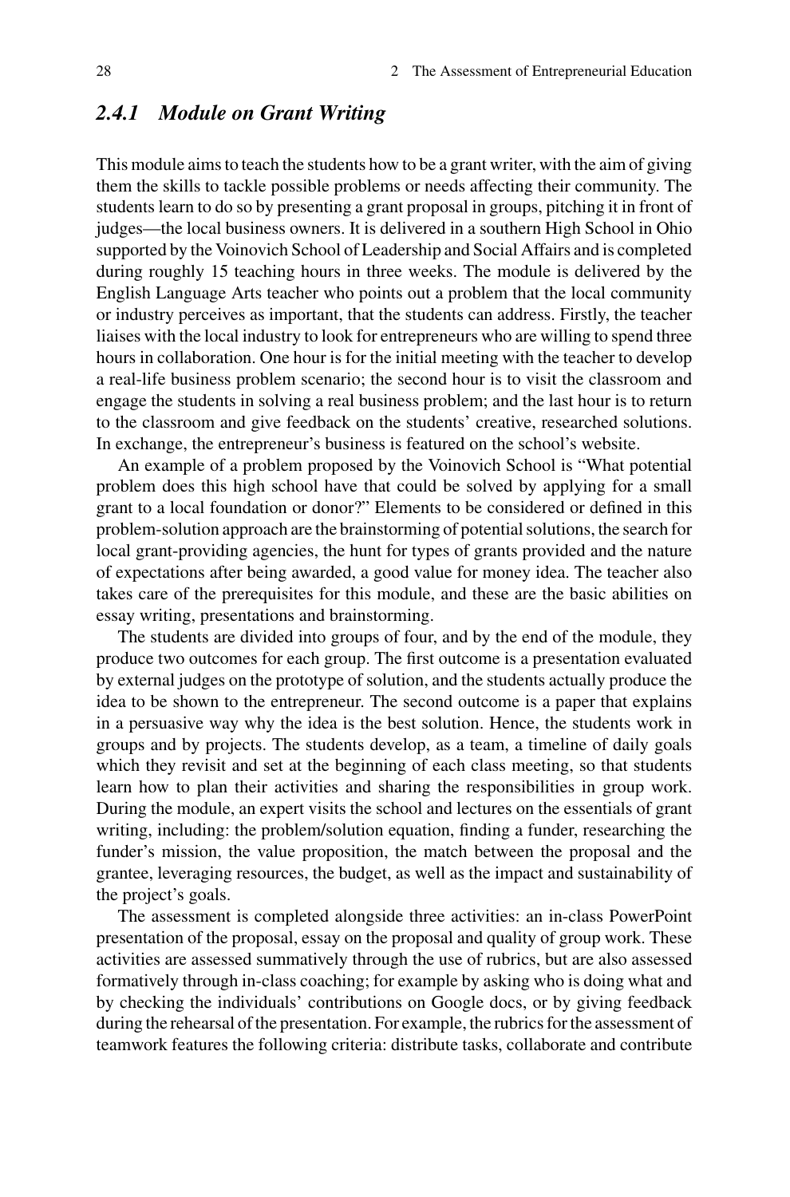### *2.4.1 Module on Grant Writing*

This module aims to teach the students how to be a grant writer, with the aim of giving them the skills to tackle possible problems or needs affecting their community. The students learn to do so by presenting a grant proposal in groups, pitching it in front of judges—the local business owners. It is delivered in a southern High School in Ohio supported by the Voinovich School of Leadership and Social Affairs and is completed during roughly 15 teaching hours in three weeks. The module is delivered by the English Language Arts teacher who points out a problem that the local community or industry perceives as important, that the students can address. Firstly, the teacher liaises with the local industry to look for entrepreneurs who are willing to spend three hours in collaboration. One hour is for the initial meeting with the teacher to develop a real-life business problem scenario; the second hour is to visit the classroom and engage the students in solving a real business problem; and the last hour is to return to the classroom and give feedback on the students' creative, researched solutions. In exchange, the entrepreneur's business is featured on the school's website.

An example of a problem proposed by the Voinovich School is "What potential problem does this high school have that could be solved by applying for a small grant to a local foundation or donor?" Elements to be considered or defined in this problem-solution approach are the brainstorming of potential solutions, the search for local grant-providing agencies, the hunt for types of grants provided and the nature of expectations after being awarded, a good value for money idea. The teacher also takes care of the prerequisites for this module, and these are the basic abilities on essay writing, presentations and brainstorming.

The students are divided into groups of four, and by the end of the module, they produce two outcomes for each group. The first outcome is a presentation evaluated by external judges on the prototype of solution, and the students actually produce the idea to be shown to the entrepreneur. The second outcome is a paper that explains in a persuasive way why the idea is the best solution. Hence, the students work in groups and by projects. The students develop, as a team, a timeline of daily goals which they revisit and set at the beginning of each class meeting, so that students learn how to plan their activities and sharing the responsibilities in group work. During the module, an expert visits the school and lectures on the essentials of grant writing, including: the problem/solution equation, finding a funder, researching the funder's mission, the value proposition, the match between the proposal and the grantee, leveraging resources, the budget, as well as the impact and sustainability of the project's goals.

The assessment is completed alongside three activities: an in-class PowerPoint presentation of the proposal, essay on the proposal and quality of group work. These activities are assessed summatively through the use of rubrics, but are also assessed formatively through in-class coaching; for example by asking who is doing what and by checking the individuals' contributions on Google docs, or by giving feedback during the rehearsal of the presentation. For example, the rubrics for the assessment of teamwork features the following criteria: distribute tasks, collaborate and contribute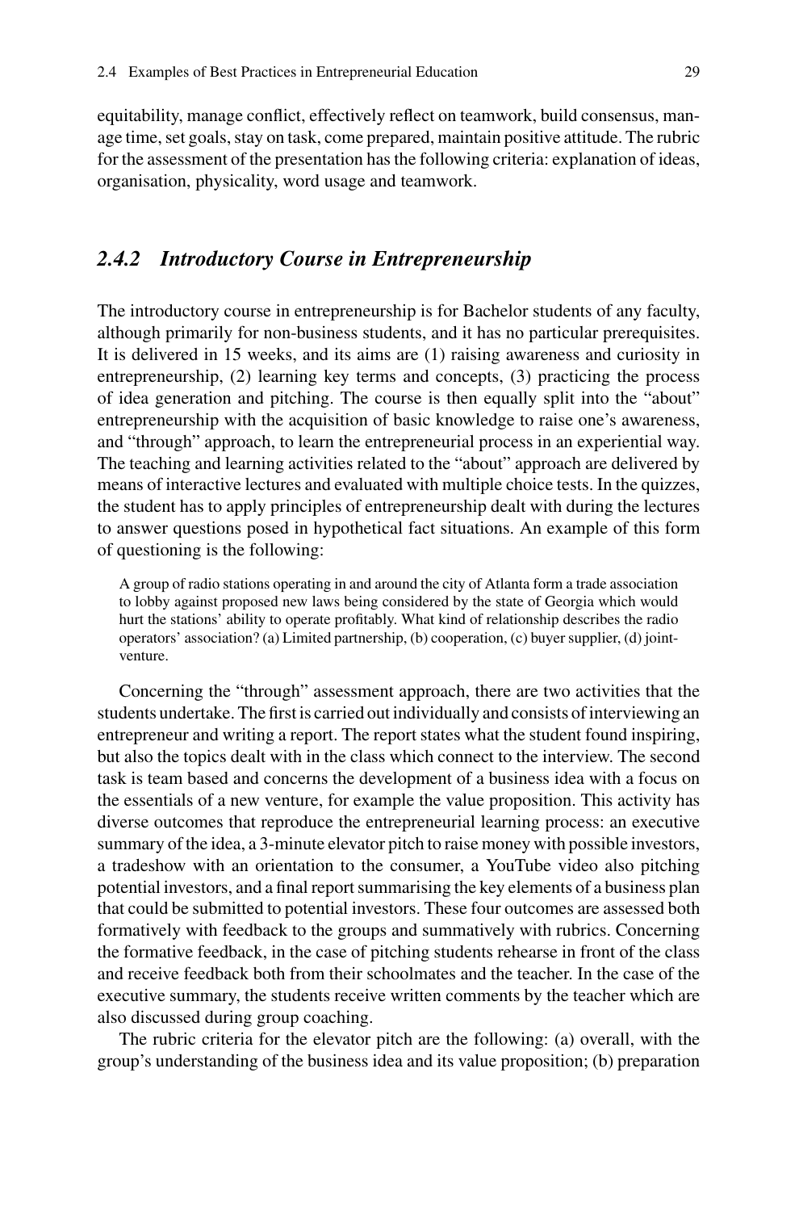equitability, manage conflict, effectively reflect on teamwork, build consensus, manage time, set goals, stay on task, come prepared, maintain positive attitude. The rubric for the assessment of the presentation has the following criteria: explanation of ideas, organisation, physicality, word usage and teamwork.

### *2.4.2 Introductory Course in Entrepreneurship*

The introductory course in entrepreneurship is for Bachelor students of any faculty, although primarily for non-business students, and it has no particular prerequisites. It is delivered in 15 weeks, and its aims are (1) raising awareness and curiosity in entrepreneurship, (2) learning key terms and concepts, (3) practicing the process of idea generation and pitching. The course is then equally split into the "about" entrepreneurship with the acquisition of basic knowledge to raise one's awareness, and "through" approach, to learn the entrepreneurial process in an experiential way. The teaching and learning activities related to the "about" approach are delivered by means of interactive lectures and evaluated with multiple choice tests. In the quizzes, the student has to apply principles of entrepreneurship dealt with during the lectures to answer questions posed in hypothetical fact situations. An example of this form of questioning is the following:

> A group of radio stations operating in and around the city of Atlanta form a trade association to lobby against proposed new laws being considered by the state of Georgia which would hurt the stations' ability to operate profitably. What kind of relationship describes the radio operators' association? (a) Limited partnership, (b) cooperation, (c) buyer supplier, (d) joint-venture.

Concerning the "through" assessment approach, there are two activities that the students undertake. The first is carried out individually and consists of interviewing an entrepreneur and writing a report. The report states what the student found inspiring, but also the topics dealt with in the class which connect to the interview. The second task is team based and concerns the development of a business idea with a focus on the essentials of a new venture, for example the value proposition. This activity has diverse outcomes that reproduce the entrepreneurial learning process: an executive summary of the idea, a 3-minute elevator pitch to raise money with possible investors, a tradeshow with an orientation to the consumer, a YouTube video also pitching potential investors, and a final report summarising the key elements of a business plan that could be submitted to potential investors. These four outcomes are assessed both formatively with feedback to the groups and summatively with rubrics. Concerning the formative feedback, in the case of pitching students rehearse in front of the class and receive feedback both from their schoolmates and the teacher. In the case of the executive summary, the students receive written comments by the teacher which are also discussed during group coaching.

The rubric criteria for the elevator pitch are the following: (a) overall, with the group's understanding of the business idea and its value proposition; (b) preparation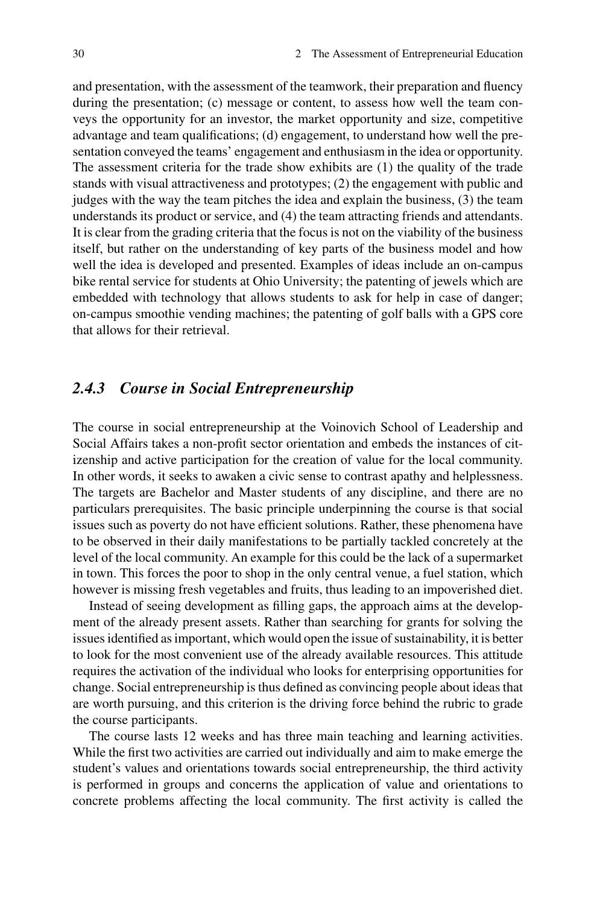and presentation, with the assessment of the teamwork, their preparation and fluency during the presentation; (c) message or content, to assess how well the team conveys the opportunity for an investor, the market opportunity and size, competitive advantage and team qualifications; (d) engagement, to understand how well the presentation conveyed the teams' engagement and enthusiasm in the idea or opportunity. The assessment criteria for the trade show exhibits are (1) the quality of the trade stands with visual attractiveness and prototypes; (2) the engagement with public and judges with the way the team pitches the idea and explain the business, (3) the team understands its product or service, and (4) the team attracting friends and attendants. It is clear from the grading criteria that the focus is not on the viability of the business itself, but rather on the understanding of key parts of the business model and how well the idea is developed and presented. Examples of ideas include an on-campus bike rental service for students at Ohio University; the patenting of jewels which are embedded with technology that allows students to ask for help in case of danger; on-campus smoothie vending machines; the patenting of golf balls with a GPS core that allows for their retrieval.

### *2.4.3 Course in Social Entrepreneurship*

The course in social entrepreneurship at the Voinovich School of Leadership and Social Affairs takes a non-profit sector orientation and embeds the instances of citizenship and active participation for the creation of value for the local community. In other words, it seeks to awaken a civic sense to contrast apathy and helplessness. The targets are Bachelor and Master students of any discipline, and there are no particulars prerequisites. The basic principle underpinning the course is that social issues such as poverty do not have efficient solutions. Rather, these phenomena have to be observed in their daily manifestations to be partially tackled concretely at the level of the local community. An example for this could be the lack of a supermarket in town. This forces the poor to shop in the only central venue, a fuel station, which however is missing fresh vegetables and fruits, thus leading to an impoverished diet.

Instead of seeing development as filling gaps, the approach aims at the development of the already present assets. Rather than searching for grants for solving the issues identified as important, which would open the issue of sustainability, it is better to look for the most convenient use of the already available resources. This attitude requires the activation of the individual who looks for enterprising opportunities for change. Social entrepreneurship is thus defined as convincing people about ideas that are worth pursuing, and this criterion is the driving force behind the rubric to grade the course participants.

The course lasts 12 weeks and has three main teaching and learning activities. While the first two activities are carried out individually and aim to make emerge the student's values and orientations towards social entrepreneurship, the third activity is performed in groups and concerns the application of value and orientations to concrete problems affecting the local community. The first activity is called the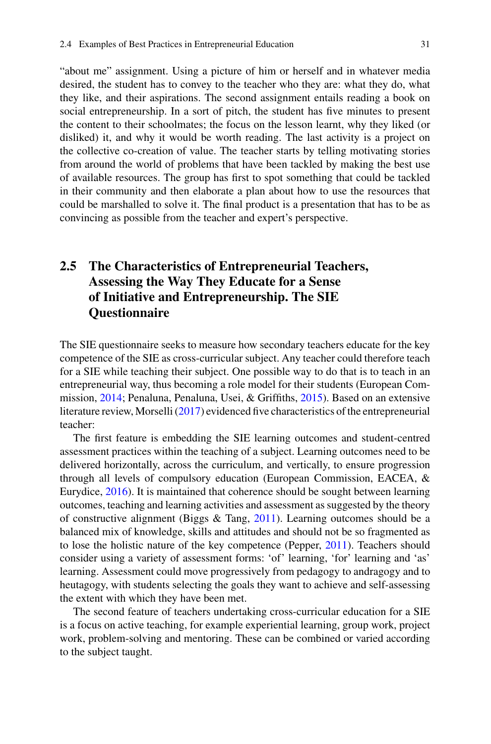"about me" assignment. Using a picture of him or herself and in whatever media desired, the student has to convey to the teacher who they are: what they do, what they like, and their aspirations. The second assignment entails reading a book on social entrepreneurship. In a sort of pitch, the student has five minutes to present the content to their schoolmates; the focus on the lesson learnt, why they liked (or disliked) it, and why it would be worth reading. The last activity is a project on the collective co-creation of value. The teacher starts by telling motivating stories from around the world of problems that have been tackled by making the best use of available resources. The group has first to spot something that could be tackled in their community and then elaborate a plan about how to use the resources that could be marshalled to solve it. The final product is a presentation that has to be as convincing as possible from the teacher and expert's perspective.

## 2.5 The Characteristics of Entrepreneurial Teachers, Assessing the Way They Educate for a Sense of Initiative and Entrepreneurship. The SIE Questionnaire

The SIE questionnaire seeks to measure how secondary teachers educate for the key competence of the SIE as cross-curricular subject. Any teacher could therefore teach for a SIE while teaching their subject. One possible way to do that is to teach in an entrepreneurial way, thus becoming a role model for their students (European Commission, 2014; Penaluna, Penaluna, Usei, & Griffiths, 2015). Based on an extensive literature review, Morselli (2017) evidenced five characteristics of the entrepreneurial teacher:

The first feature is embedding the SIE learning outcomes and student-centred assessment practices within the teaching of a subject. Learning outcomes need to be delivered horizontally, across the curriculum, and vertically, to ensure progression through all levels of compulsory education (European Commission, EACEA, & Eurydice, 2016). It is maintained that coherence should be sought between learning outcomes, teaching and learning activities and assessment as suggested by the theory of constructive alignment (Biggs & Tang, 2011). Learning outcomes should be a balanced mix of knowledge, skills and attitudes and should not be so fragmented as to lose the holistic nature of the key competence (Pepper, 2011). Teachers should consider using a variety of assessment forms: 'of' learning, 'for' learning and 'as' learning. Assessment could move progressively from pedagogy to andragogy and to heutagogy, with students selecting the goals they want to achieve and self-assessing the extent with which they have been met.

The second feature of teachers undertaking cross-curricular education for a SIE is a focus on active teaching, for example experiential learning, group work, project work, problem-solving and mentoring. These can be combined or varied according to the subject taught.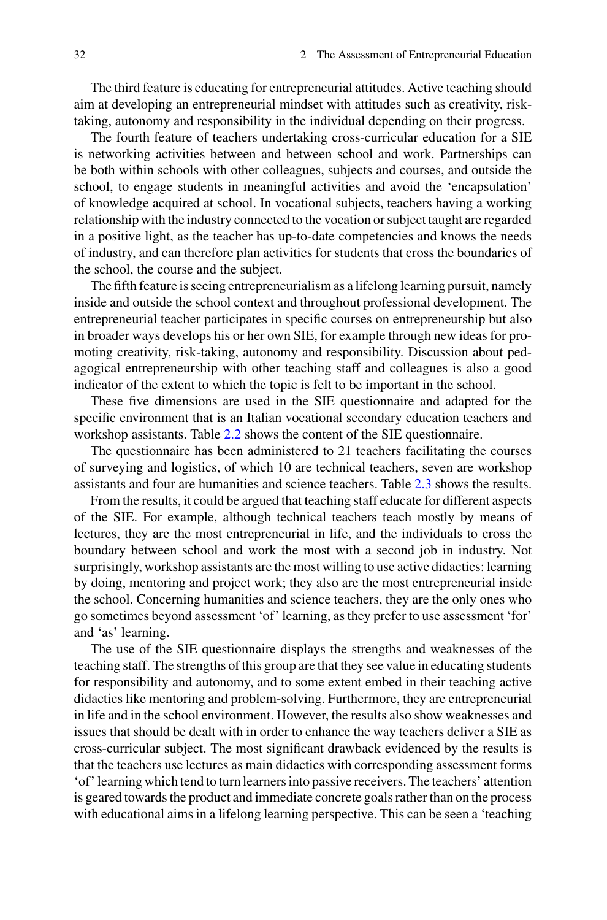The third feature is educating for entrepreneurial attitudes. Active teaching should aim at developing an entrepreneurial mindset with attitudes such as creativity, risk-taking, autonomy and responsibility in the individual depending on their progress.

The fourth feature of teachers undertaking cross-curricular education for a SIE is networking activities between and between school and work. Partnerships can be both within schools with other colleagues, subjects and courses, and outside the school, to engage students in meaningful activities and avoid the 'encapsulation' of knowledge acquired at school. In vocational subjects, teachers having a working relationship with the industry connected to the vocation or subject taught are regarded in a positive light, as the teacher has up-to-date competencies and knows the needs of industry, and can therefore plan activities for students that cross the boundaries of the school, the course and the subject.

The fifth feature is seeing entrepreneurialism as a lifelong learning pursuit, namely inside and outside the school context and throughout professional development. The entrepreneurial teacher participates in specific courses on entrepreneurship but also in broader ways develops his or her own SIE, for example through new ideas for promoting creativity, risk-taking, autonomy and responsibility. Discussion about pedagogical entrepreneurship with other teaching staff and colleagues is also a good indicator of the extent to which the topic is felt to be important in the school.

These five dimensions are used in the SIE questionnaire and adapted for the specific environment that is an Italian vocational secondary education teachers and workshop assistants. Table 2.2 shows the content of the SIE questionnaire.

The questionnaire has been administered to 21 teachers facilitating the courses of surveying and logistics, of which 10 are technical teachers, seven are workshop assistants and four are humanities and science teachers. Table 2.3 shows the results.

From the results, it could be argued that teaching staff educate for different aspects of the SIE. For example, although technical teachers teach mostly by means of lectures, they are the most entrepreneurial in life, and the individuals to cross the boundary between school and work the most with a second job in industry. Not surprisingly, workshop assistants are the most willing to use active didactics: learning by doing, mentoring and project work; they also are the most entrepreneurial inside the school. Concerning humanities and science teachers, they are the only ones who go sometimes beyond assessment 'of' learning, as they prefer to use assessment 'for' and 'as' learning.

The use of the SIE questionnaire displays the strengths and weaknesses of the teaching staff. The strengths of this group are that they see value in educating students for responsibility and autonomy, and to some extent embed in their teaching active didactics like mentoring and problem-solving. Furthermore, they are entrepreneurial in life and in the school environment. However, the results also show weaknesses and issues that should be dealt with in order to enhance the way teachers deliver a SIE as cross-curricular subject. The most significant drawback evidenced by the results is that the teachers use lectures as main didactics with corresponding assessment forms 'of' learning which tend to turn learners into passive receivers. The teachers' attention is geared towards the product and immediate concrete goals rather than on the process with educational aims in a lifelong learning perspective. This can be seen a 'teaching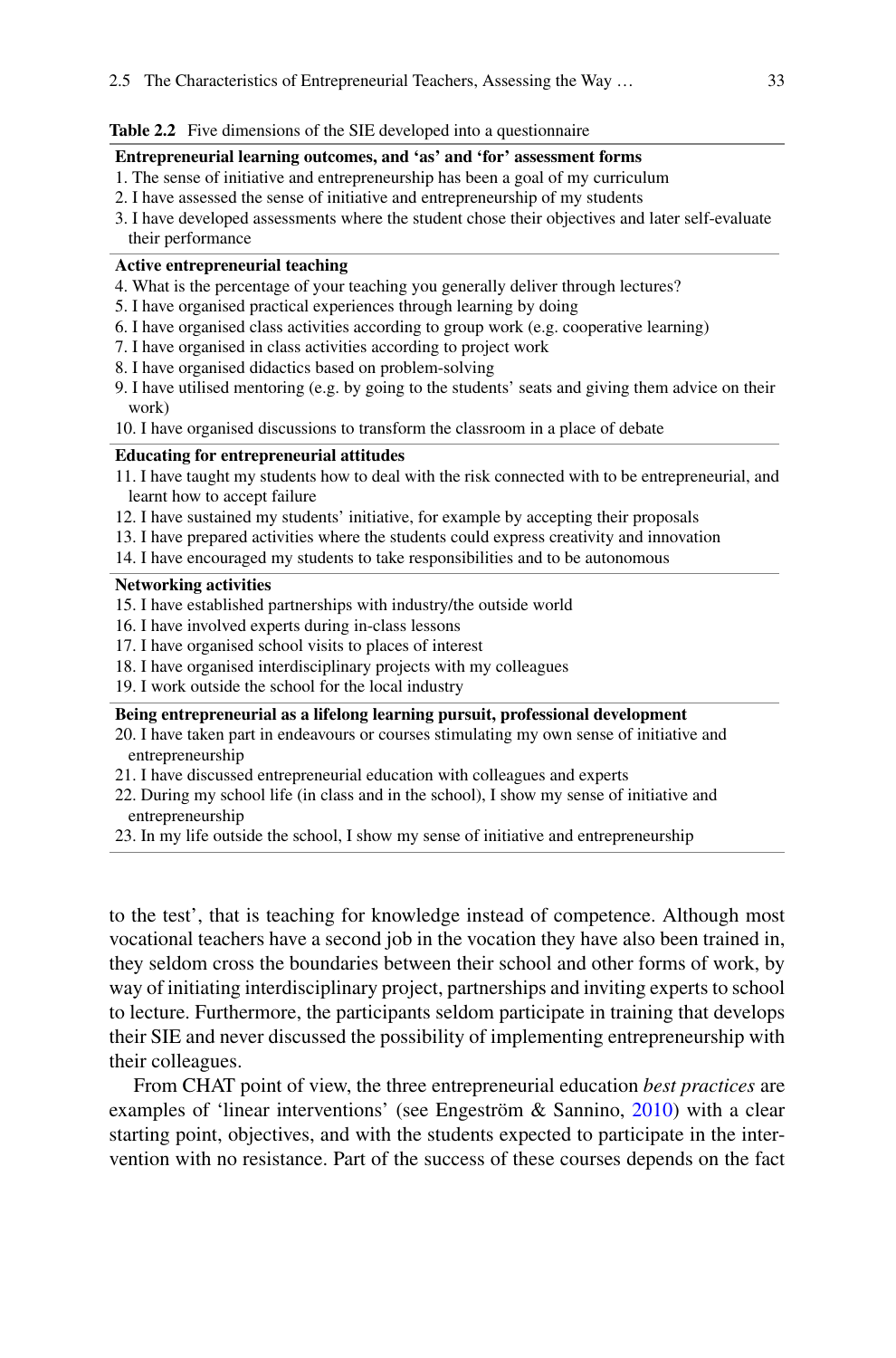**Table 2.2** Five dimensions of the SIE developed into a questionnaire

| |
|---|
| **Entrepreneurial learning outcomes, and 'as' and 'for' assessment forms** |
| 1. The sense of initiative and entrepreneurship has been a goal of my curriculum |
| 2. I have assessed the sense of initiative and entrepreneurship of my students |
| 3. I have developed assessments where the student chose their objectives and later self-evaluate their performance |
| **Active entrepreneurial teaching** |
| 4. What is the percentage of your teaching you generally deliver through lectures? |
| 5. I have organised practical experiences through learning by doing |
| 6. I have organised class activities according to group work (e.g. cooperative learning) |
| 7. I have organised in class activities according to project work |
| 8. I have organised didactics based on problem-solving |
| 9. I have utilised mentoring (e.g. by going to the students' seats and giving them advice on their work) |
| 10. I have organised discussions to transform the classroom in a place of debate |
| **Educating for entrepreneurial attitudes** |
| 11. I have taught my students how to deal with the risk connected with to be entrepreneurial, and learnt how to accept failure |
| 12. I have sustained my students' initiative, for example by accepting their proposals |
| 13. I have prepared activities where the students could express creativity and innovation |
| 14. I have encouraged my students to take responsibilities and to be autonomous |
| **Networking activities** |
| 15. I have established partnerships with industry/the outside world |
| 16. I have involved experts during in-class lessons |
| 17. I have organised school visits to places of interest |
| 18. I have organised interdisciplinary projects with my colleagues |
| 19. I work outside the school for the local industry |
| **Being entrepreneurial as a lifelong learning pursuit, professional development** |
| 20. I have taken part in endeavours or courses stimulating my own sense of initiative and entrepreneurship |
| 21. I have discussed entrepreneurial education with colleagues and experts |
| 22. During my school life (in class and in the school), I show my sense of initiative and entrepreneurship |
| 23. In my life outside the school, I show my sense of initiative and entrepreneurship |

to the test', that is teaching for knowledge instead of competence. Although most vocational teachers have a second job in the vocation they have also been trained in, they seldom cross the boundaries between their school and other forms of work, by way of initiating interdisciplinary project, partnerships and inviting experts to school to lecture. Furthermore, the participants seldom participate in training that develops their SIE and never discussed the possibility of implementing entrepreneurship with their colleagues.

From CHAT point of view, the three entrepreneurial education *best practices* are examples of 'linear interventions' (see Engeström & Sannino, 2010) with a clear starting point, objectives, and with the students expected to participate in the intervention with no resistance. Part of the success of these courses depends on the fact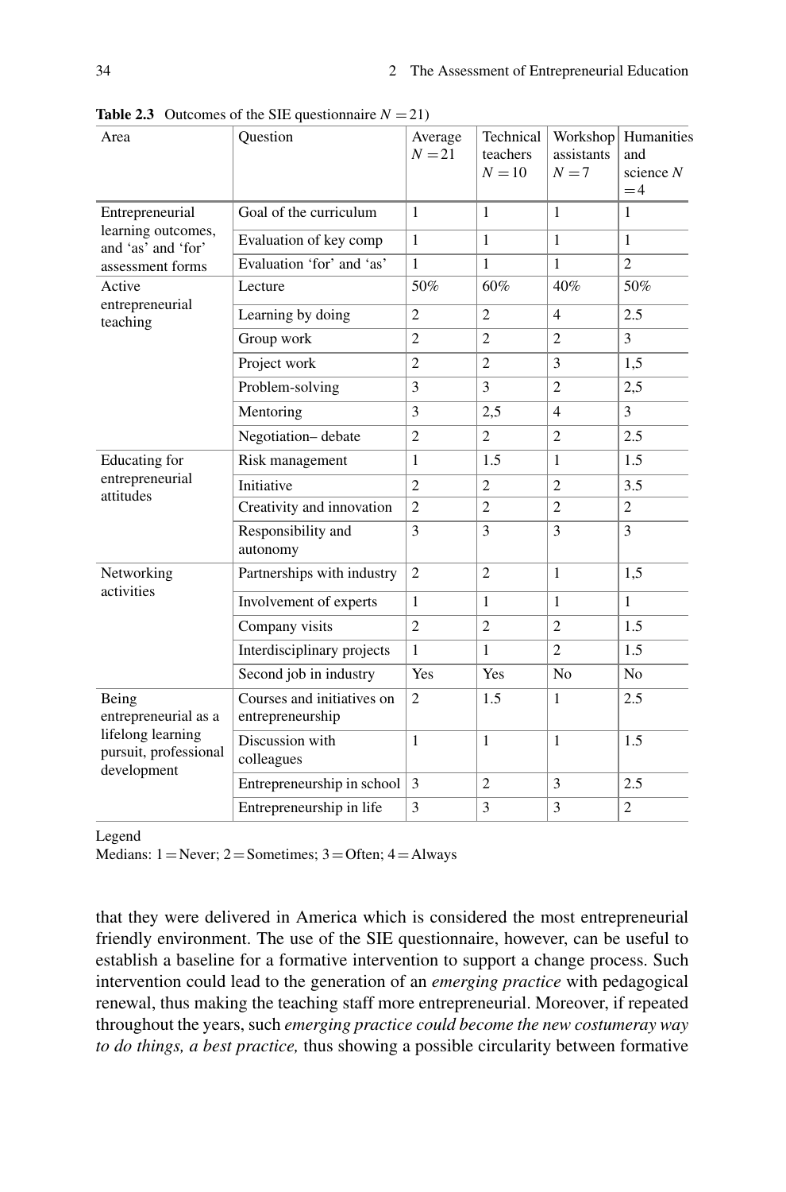**Table 2.3** Outcomes of the SIE questionnaire $N = 21$)

| Area | Question | Average $N = 21$ | Technical teachers $N = 10$ | Workshop assistants $N = 7$ | Humanities and science $N = 4$ |
|---|---|---|---|---|---|
| Entrepreneurial learning outcomes, and 'as' and 'for' assessment forms | Goal of the curriculum | 1 | 1 | 1 | 1 |
| | Evaluation of key comp | 1 | 1 | 1 | 1 |
| | Evaluation 'for' and 'as' | 1 | 1 | 1 | 2 |
| Active entrepreneurial teaching | Lecture | 50% | 60% | 40% | 50% |
| | Learning by doing | 2 | 2 | 4 | 2.5 |
| | Group work | 2 | 2 | 2 | 3 |
| | Project work | 2 | 2 | 3 | 1,5 |
| | Problem-solving | 3 | 3 | 2 | 2,5 |
| | Mentoring | 3 | 2,5 | 4 | 3 |
| | Negotiation– debate | 2 | 2 | 2 | 2.5 |
| Educating for entrepreneurial attitudes | Risk management | 1 | 1.5 | 1 | 1.5 |
| | Initiative | 2 | 2 | 2 | 3.5 |
| | Creativity and innovation | 2 | 2 | 2 | 2 |
| | Responsibility and autonomy | 3 | 3 | 3 | 3 |
| Networking activities | Partnerships with industry | 2 | 2 | 1 | 1,5 |
| | Involvement of experts | 1 | 1 | 1 | 1 |
| | Company visits | 2 | 2 | 2 | 1.5 |
| | Interdisciplinary projects | 1 | 1 | 2 | 1.5 |
| | Second job in industry | Yes | Yes | No | No |
| Being entrepreneurial as a lifelong learning pursuit, professional development | Courses and initiatives on entrepreneurship | 2 | 1.5 | 1 | 2.5 |
| | Discussion with colleagues | 1 | 1 | 1 | 1.5 |
| | Entrepreneurship in school | 3 | 2 | 3 | 2.5 |
| | Entrepreneurship in life | 3 | 3 | 3 | 2 |

Legend
Medians: 1 = Never; 2 = Sometimes; 3 = Often; 4 = Always

that they were delivered in America which is considered the most entrepreneurial friendly environment. The use of the SIE questionnaire, however, can be useful to establish a baseline for a formative intervention to support a change process. Such intervention could lead to the generation of an *emerging practice* with pedagogical renewal, thus making the teaching staff more entrepreneurial. Moreover, if repeated throughout the years, such *emerging practice could become the new costumeray way to do things, a best practice,* thus showing a possible circularity between formative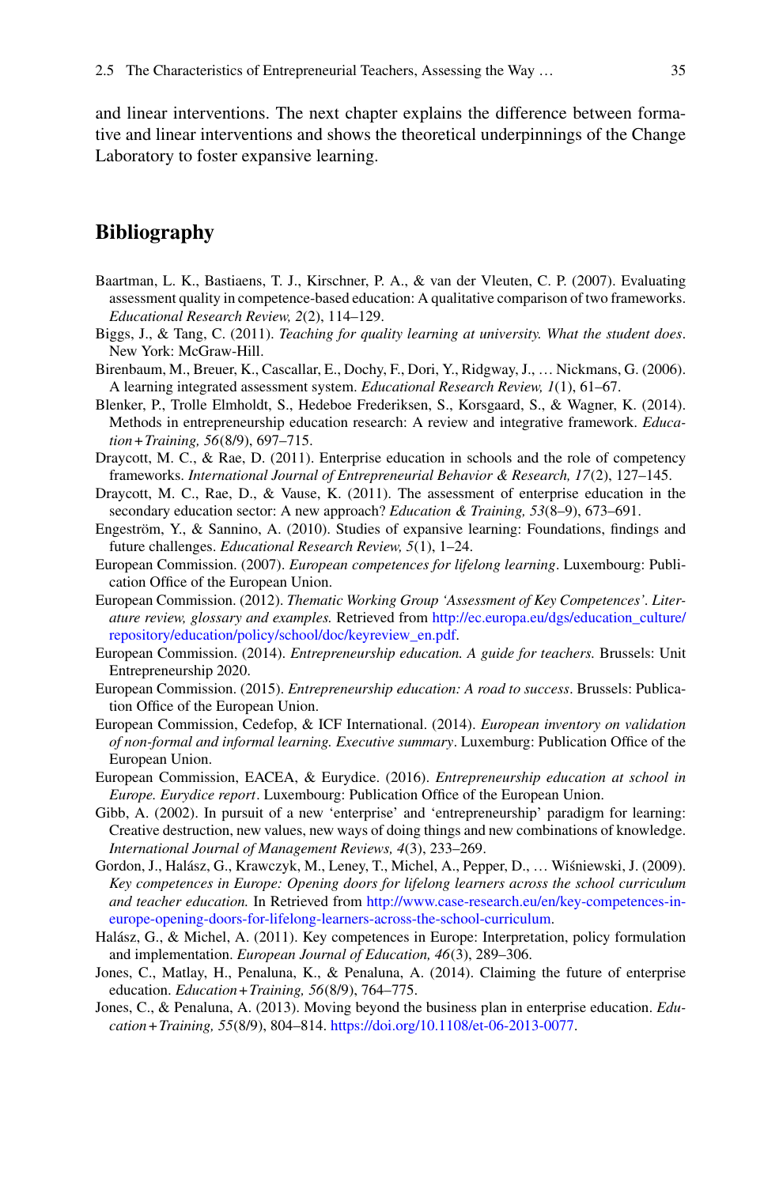and linear interventions. The next chapter explains the difference between formative and linear interventions and shows the theoretical underpinnings of the Change Laboratory to foster expansive learning.

## Bibliography

Baartman, L. K., Bastiaens, T. J., Kirschner, P. A., & van der Vleuten, C. P. (2007). Evaluating assessment quality in competence-based education: A qualitative comparison of two frameworks. *Educational Research Review, 2*(2), 114–129.

Biggs, J., & Tang, C. (2011). *Teaching for quality learning at university. What the student does*. New York: McGraw-Hill.

Birenbaum, M., Breuer, K., Cascallar, E., Dochy, F., Dori, Y., Ridgway, J., … Nickmans, G. (2006). A learning integrated assessment system. *Educational Research Review, 1*(1), 61–67.

Blenker, P., Trolle Elmholdt, S., Hedeboe Frederiksen, S., Korsgaard, S., & Wagner, K. (2014). Methods in entrepreneurship education research: A review and integrative framework. *Education+Training, 56*(8/9), 697–715.

Draycott, M. C., & Rae, D. (2011). Enterprise education in schools and the role of competency frameworks. *International Journal of Entrepreneurial Behavior & Research, 17*(2), 127–145.

Draycott, M. C., Rae, D., & Vause, K. (2011). The assessment of enterprise education in the secondary education sector: A new approach? *Education & Training, 53*(8–9), 673–691.

Engeström, Y., & Sannino, A. (2010). Studies of expansive learning: Foundations, findings and future challenges. *Educational Research Review, 5*(1), 1–24.

European Commission. (2007). *European competences for lifelong learning*. Luxembourg: Publication Office of the European Union.

European Commission. (2012). *Thematic Working Group 'Assessment of Key Competences'. Literature review, glossary and examples.* Retrieved from http://ec.europa.eu/dgs/education_culture/repository/education/policy/school/doc/keyreview_en.pdf.

European Commission. (2014). *Entrepreneurship education. A guide for teachers.* Brussels: Unit Entrepreneurship 2020.

European Commission. (2015). *Entrepreneurship education: A road to success*. Brussels: Publication Office of the European Union.

European Commission, Cedefop, & ICF International. (2014). *European inventory on validation of non-formal and informal learning. Executive summary*. Luxemburg: Publication Office of the European Union.

European Commission, EACEA, & Eurydice. (2016). *Entrepreneurship education at school in Europe. Eurydice report*. Luxembourg: Publication Office of the European Union.

Gibb, A. (2002). In pursuit of a new 'enterprise' and 'entrepreneurship' paradigm for learning: Creative destruction, new values, new ways of doing things and new combinations of knowledge. *International Journal of Management Reviews, 4*(3), 233–269.

Gordon, J., Halász, G., Krawczyk, M., Leney, T., Michel, A., Pepper, D., … Wiśniewski, J. (2009). *Key competences in Europe: Opening doors for lifelong learners across the school curriculum and teacher education.* In Retrieved from http://www.case-research.eu/en/key-competences-in-europe-opening-doors-for-lifelong-learners-across-the-school-curriculum.

Halász, G., & Michel, A. (2011). Key competences in Europe: Interpretation, policy formulation and implementation. *European Journal of Education, 46*(3), 289–306.

Jones, C., Matlay, H., Penaluna, K., & Penaluna, A. (2014). Claiming the future of enterprise education. *Education+Training, 56*(8/9), 764–775.

Jones, C., & Penaluna, A. (2013). Moving beyond the business plan in enterprise education. *Education+Training, 55*(8/9), 804–814. https://doi.org/10.1108/et-06-2013-0077.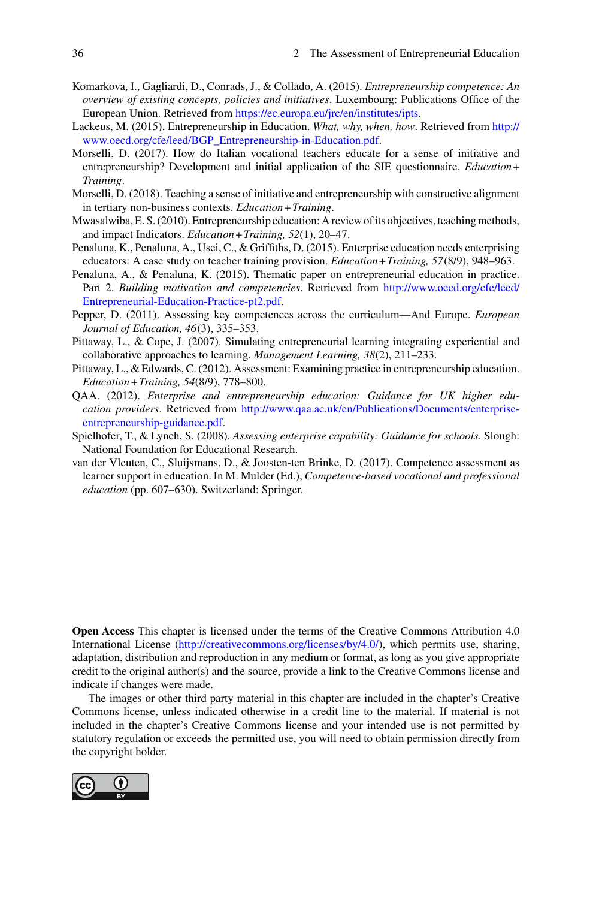Komarkova, I., Gagliardi, D., Conrads, J., & Collado, A. (2015). *Entrepreneurship competence: An overview of existing concepts, policies and initiatives*. Luxembourg: Publications Office of the European Union. Retrieved from https://ec.europa.eu/jrc/en/institutes/ipts.

Lackeus, M. (2015). Entrepreneurship in Education. *What, why, when, how*. Retrieved from http://www.oecd.org/cfe/leed/BGP_Entrepreneurship-in-Education.pdf.

Morselli, D. (2017). How do Italian vocational teachers educate for a sense of initiative and entrepreneurship? Development and initial application of the SIE questionnaire. *Education+Training*.

Morselli, D. (2018). Teaching a sense of initiative and entrepreneurship with constructive alignment in tertiary non-business contexts. *Education+Training*.

Mwasalwiba, E. S. (2010). Entrepreneurship education: A review of its objectives, teaching methods, and impact Indicators. *Education+Training, 52*(1), 20–47.

Penaluna, K., Penaluna, A., Usei, C., & Griffiths, D. (2015). Enterprise education needs enterprising educators: A case study on teacher training provision. *Education+Training, 57*(8/9), 948–963.

Penaluna, A., & Penaluna, K. (2015). Thematic paper on entrepreneurial education in practice. Part 2. *Building motivation and competencies*. Retrieved from http://www.oecd.org/cfe/leed/Entrepreneurial-Education-Practice-pt2.pdf.

Pepper, D. (2011). Assessing key competences across the curriculum—And Europe. *European Journal of Education, 46*(3), 335–353.

Pittaway, L., & Cope, J. (2007). Simulating entrepreneurial learning integrating experiential and collaborative approaches to learning. *Management Learning, 38*(2), 211–233.

Pittaway, L., & Edwards, C. (2012). Assessment: Examining practice in entrepreneurship education. *Education+Training, 54*(8/9), 778–800.

QAA. (2012). *Enterprise and entrepreneurship education: Guidance for UK higher education providers*. Retrieved from http://www.qaa.ac.uk/en/Publications/Documents/enterprise-entrepreneurship-guidance.pdf.

Spielhofer, T., & Lynch, S. (2008). *Assessing enterprise capability: Guidance for schools*. Slough: National Foundation for Educational Research.

van der Vleuten, C., Sluijsmans, D., & Joosten-ten Brinke, D. (2017). Competence assessment as learner support in education. In M. Mulder (Ed.), *Competence-based vocational and professional education* (pp. 607–630). Switzerland: Springer.

**Open Access** This chapter is licensed under the terms of the Creative Commons Attribution 4.0 International License (http://creativecommons.org/licenses/by/4.0/), which permits use, sharing, adaptation, distribution and reproduction in any medium or format, as long as you give appropriate credit to the original author(s) and the source, provide a link to the Creative Commons license and indicate if changes were made.

The images or other third party material in this chapter are included in the chapter's Creative Commons license, unless indicated otherwise in a credit line to the material. If material is not included in the chapter's Creative Commons license and your intended use is not permitted by statutory regulation or exceeds the permitted use, you will need to obtain permission directly from the copyright holder.